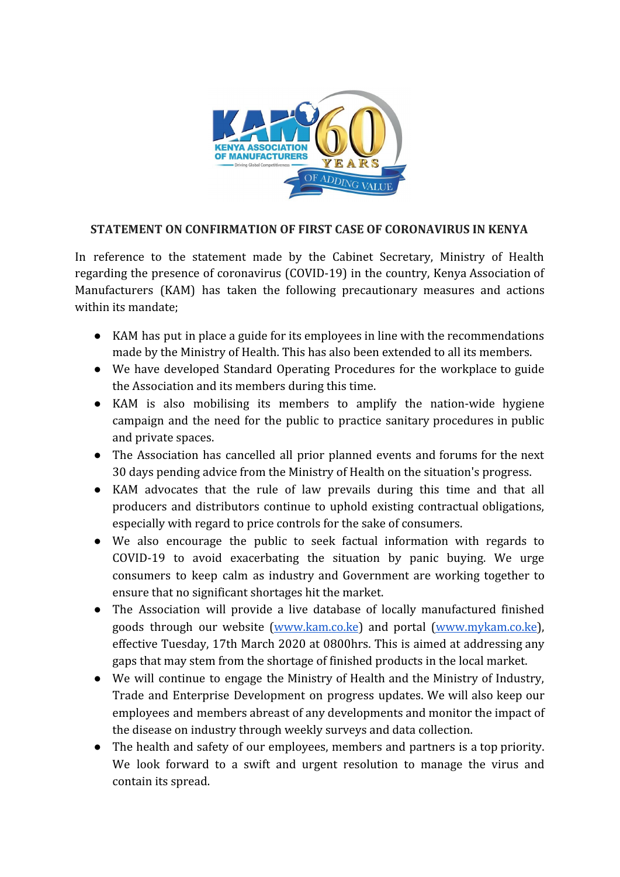## STATEMENT ON CONFIRMATION OF FIRST CASE OF CORONAVIRUS IN KENYA

In reference to the statement made by the Cabinet Secretary, Ministry of Health regarding the presence of coronavirus (COVID-19) in the country, Kenya Association of Manufacturers (KAM) has taken the following precautionary measures and actions within its mandate;

- KAM has put in place a guide for its employees in line with the recommendations made by the Ministry of Health. This has also been extended to all its members.
- We have developed Standard Operating Procedures for the workplace to guide the Association and its members during this time.
- KAM is also mobilising its members to amplify the nation-wide hygiene campaign and the need for the public to practice sanitary procedures in public and private spaces.
- The Association has cancelled all prior planned events and forums for the next 30 days pending advice from the Ministry of Health on the situation's progress.
- KAM advocates that the rule of law prevails during this time and that all producers and distributors continue to uphold existing contractual obligations, especially with regard to price controls for the sake of consumers.
- We also encourage the public to seek factual information with regards to COVID-19 to avoid exacerbating the situation by panic buying. We urge consumers to keep calm as industry and Government are working together to ensure that no significant shortages hit the market.
- The Association will provide a live database of locally manufactured finished goods through our website (www.kam.co.ke) and portal (www.mykam.co.ke), effective Tuesday, 17th March 2020 at 0800hrs. This is aimed at addressing any gaps that may stem from the shortage of finished products in the local market.
- We will continue to engage the Ministry of Health and the Ministry of Industry, Trade and Enterprise Development on progress updates. We will also keep our employees and members abreast of any developments and monitor the impact of the disease on industry through weekly surveys and data collection.
- The health and safety of our employees, members and partners is a top priority. We look forward to a swift and urgent resolution to manage the virus and contain its spread.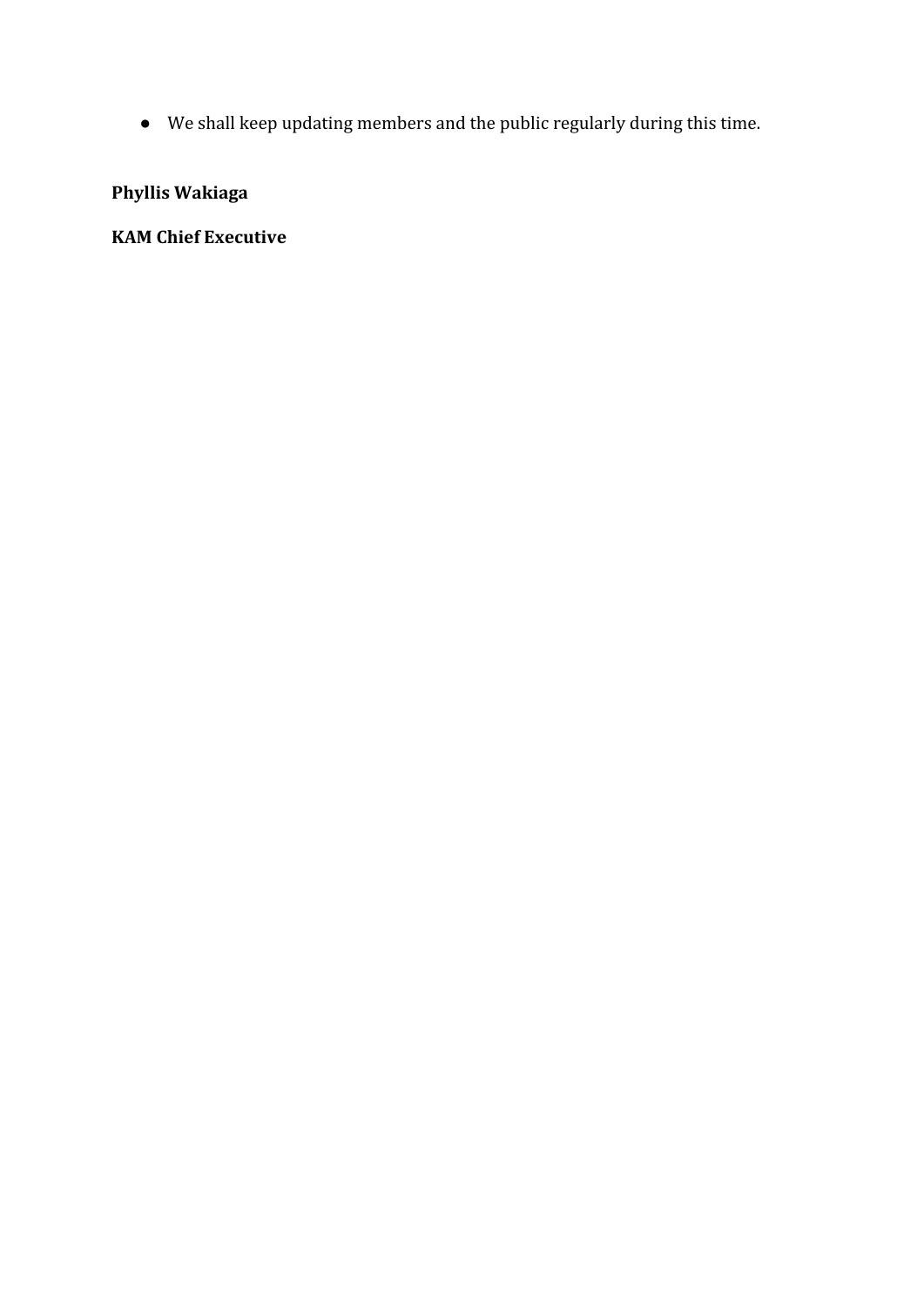- We shall keep updating members and the public regularly during this time.

**Phyllis Wakiaga**

**KAM Chief Executive**